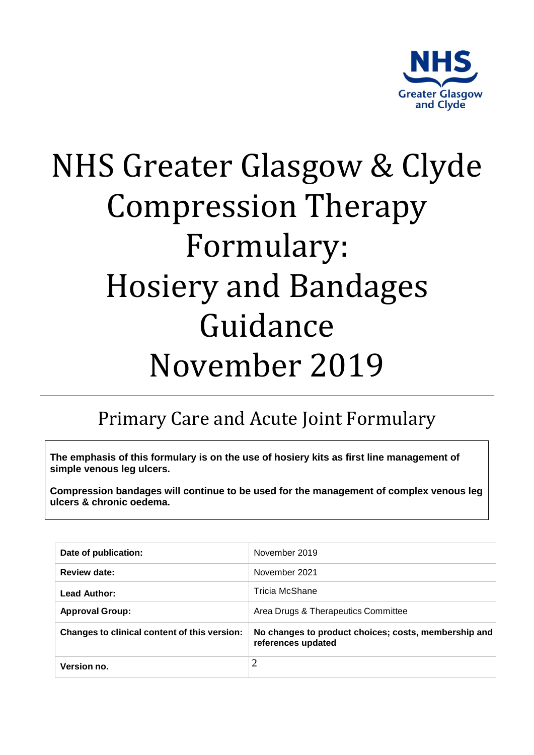NHS Greater Glasgow and Clyde

# NHS Greater Glasgow & Clyde Compression Therapy Formulary: Hosiery and Bandages Guidance November 2019

## Primary Care and Acute Joint Formulary

**The emphasis of this formulary is on the use of hosiery kits as first line management of simple venous leg ulcers.**

**Compression bandages will continue to be used for the management of complex venous leg ulcers & chronic oedema.**

| | |
|---|---|
| **Date of publication:** | November 2019 |
| **Review date:** | November 2021 |
| **Lead Author:** | Tricia McShane |
| **Approval Group:** | Area Drugs & Therapeutics Committee |
| **Changes to clinical content of this version:** | **No changes to product choices; costs, membership and references updated** |
| **Version no.** | 2 |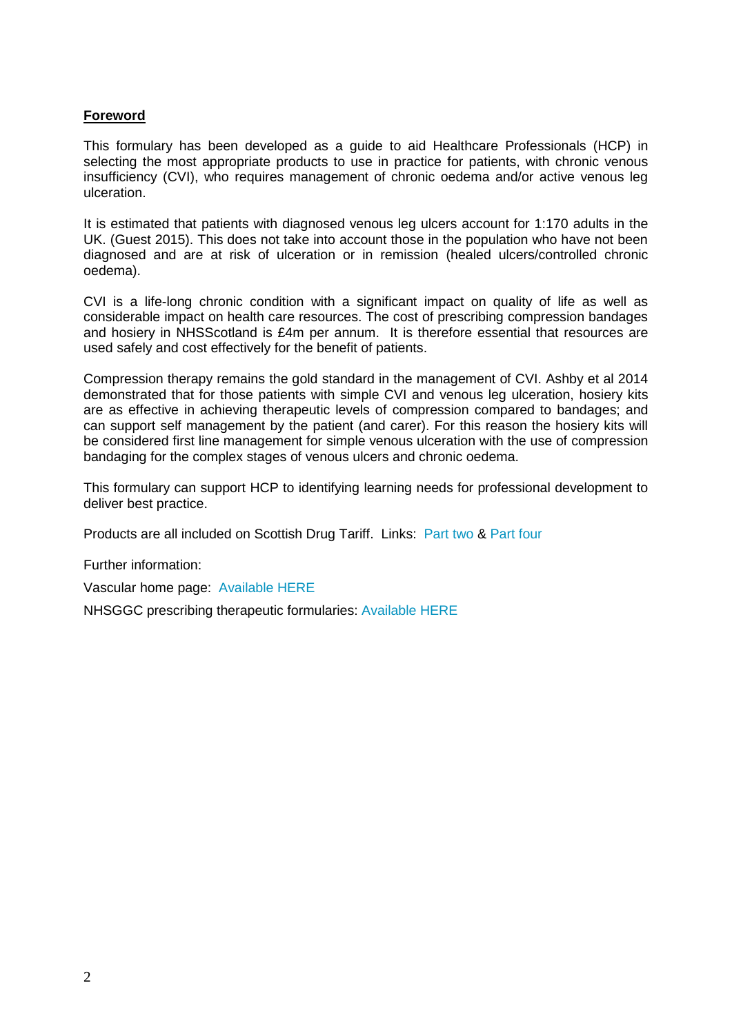## **Foreword**

This formulary has been developed as a guide to aid Healthcare Professionals (HCP) in selecting the most appropriate products to use in practice for patients, with chronic venous insufficiency (CVI), who requires management of chronic oedema and/or active venous leg ulceration.

It is estimated that patients with diagnosed venous leg ulcers account for 1:170 adults in the UK. (Guest 2015). This does not take into account those in the population who have not been diagnosed and are at risk of ulceration or in remission (healed ulcers/controlled chronic oedema).

CVI is a life-long chronic condition with a significant impact on quality of life as well as considerable impact on health care resources. The cost of prescribing compression bandages and hosiery in NHSScotland is £4m per annum. It is therefore essential that resources are used safely and cost effectively for the benefit of patients.

Compression therapy remains the gold standard in the management of CVI. Ashby et al 2014 demonstrated that for those patients with simple CVI and venous leg ulceration, hosiery kits are as effective in achieving therapeutic levels of compression compared to bandages; and can support self management by the patient (and carer). For this reason the hosiery kits will be considered first line management for simple venous ulceration with the use of compression bandaging for the complex stages of venous ulcers and chronic oedema.

This formulary can support HCP to identifying learning needs for professional development to deliver best practice.

Products are all included on Scottish Drug Tariff. Links: Part two & Part four

Further information:

Vascular home page: Available HERE

NHSGGC prescribing therapeutic formularies: Available HERE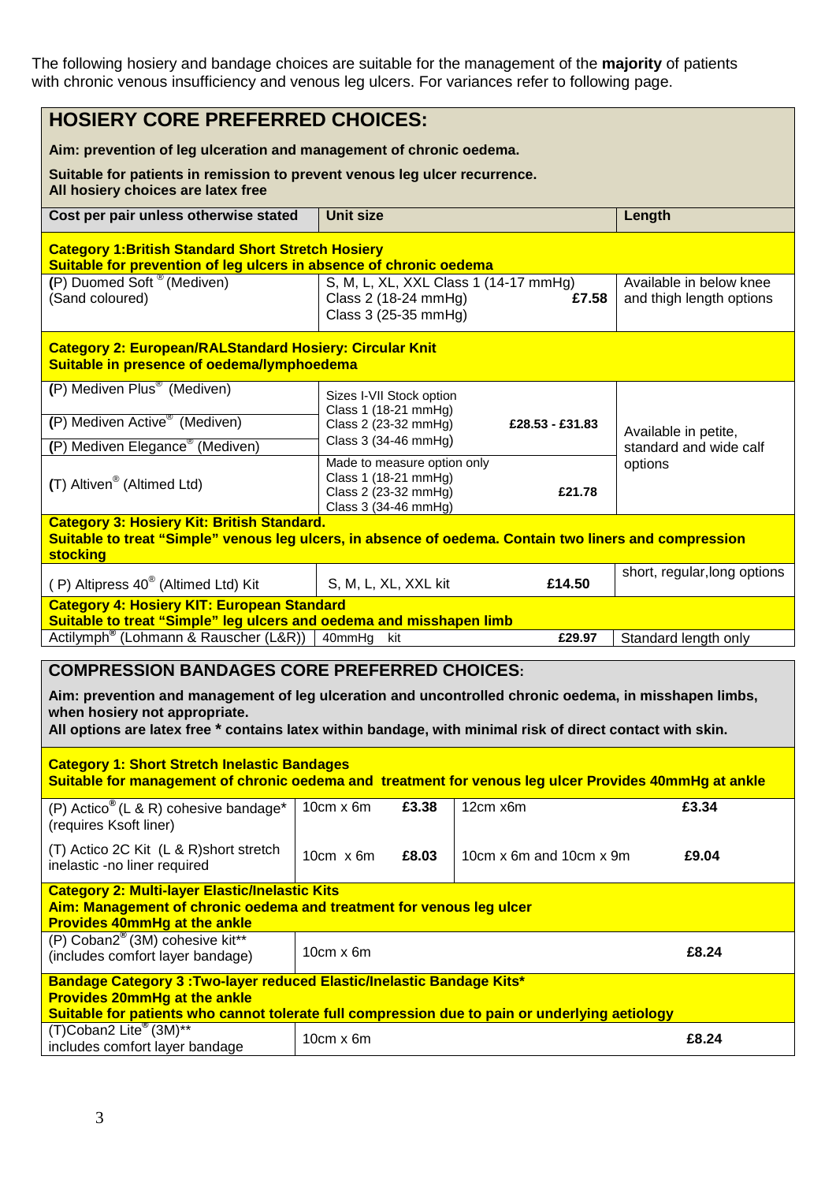The following hosiery and bandage choices are suitable for the management of the **majority** of patients with chronic venous insufficiency and venous leg ulcers. For variances refer to following page.

## HOSIERY CORE PREFERRED CHOICES:

**Aim: prevention of leg ulceration and management of chronic oedema.**

**Suitable for patients in remission to prevent venous leg ulcer recurrence.**
**All hosiery choices are latex free**

| Cost per pair unless otherwise stated | Unit size | | Length |
|---|---|---|---|
| **Category 1:British Standard Short Stretch Hosiery** **Suitable for prevention of leg ulcers in absence of chronic oedema** | | | |
| **(P)** Duomed Soft® (Mediven) (Sand coloured) | S, M, L, XL, XXL Class 1 (14-17 mmHg) Class 2 (18-24 mmHg) Class 3 (25-35 mmHg) | **£7.58** | Available in below knee and thigh length options |
| **Category 2: European/RALStandard Hosiery: Circular Knit** **Suitable in presence of oedema/lymphoedema** | | | |
| **(P)** Mediven Plus® (Mediven) | Sizes I-VII Stock option Class 1 (18-21 mmHg) Class 2 (23-32 mmHg) Class 3 (34-46 mmHg) | **£28.53 - £31.83** | Available in petite, standard and wide calf options |
| **(P)** Mediven Active® (Mediven) | | | |
| **(P)** Mediven Elegance® (Mediven) | | | |
| **(T)** Altiven® (Altimed Ltd) | Made to measure option only Class 1 (18-21 mmHg) Class 2 (23-32 mmHg) Class 3 (34-46 mmHg) | **£21.78** | |
| **Category 3: Hosiery Kit: British Standard.** **Suitable to treat "Simple" venous leg ulcers, in absence of oedema. Contain two liners and compression stocking** | | | |
| ( P) Altipress 40® (Altimed Ltd) Kit | S, M, L, XL, XXL kit | **£14.50** | short, regular,long options |
| **Category 4: Hosiery KIT: European Standard** **Suitable to treat "Simple" leg ulcers and oedema and misshapen limb** | | | |
| Actilymph® (Lohmann & Rauscher (L&R)) | 40mmHg kit | **£29.97** | Standard length only |

## COMPRESSION BANDAGES CORE PREFERRED CHOICES:

**Aim: prevention and management of leg ulceration and uncontrolled chronic oedema, in misshapen limbs, when hosiery not appropriate.**
**All options are latex free * contains latex within bandage, with minimal risk of direct contact with skin.**

| | | | | |
|---|---|---|---|---|
| **Category 1: Short Stretch Inelastic Bandages** **Suitable for management of chronic oedema and treatment for venous leg ulcer Provides 40mmHg at ankle** | | | | |
| (P) Actico® (L & R) cohesive bandage* (requires Ksoft liner) | 10cm x 6m | **£3.38** | 12cm x6m | **£3.34** |
| (T) Actico 2C Kit (L & R)short stretch inelastic -no liner required | 10cm x 6m | **£8.03** | 10cm x 6m and 10cm x 9m | **£9.04** |
| **Category 2: Multi-layer Elastic/Inelastic Kits** **Aim: Management of chronic oedema and treatment for venous leg ulcer** **Provides 40mmHg at the ankle** | | | | |
| (P) Coban2® (3M) cohesive kit** (includes comfort layer bandage) | 10cm x 6m | | | **£8.24** |
| **Bandage Category 3 :Two-layer reduced Elastic/Inelastic Bandage Kits*** **Provides 20mmHg at the ankle** **Suitable for patients who cannot tolerate full compression due to pain or underlying aetiology** | | | | |
| (T)Coban2 Lite® (3M)** includes comfort layer bandage | 10cm x 6m | | | **£8.24** |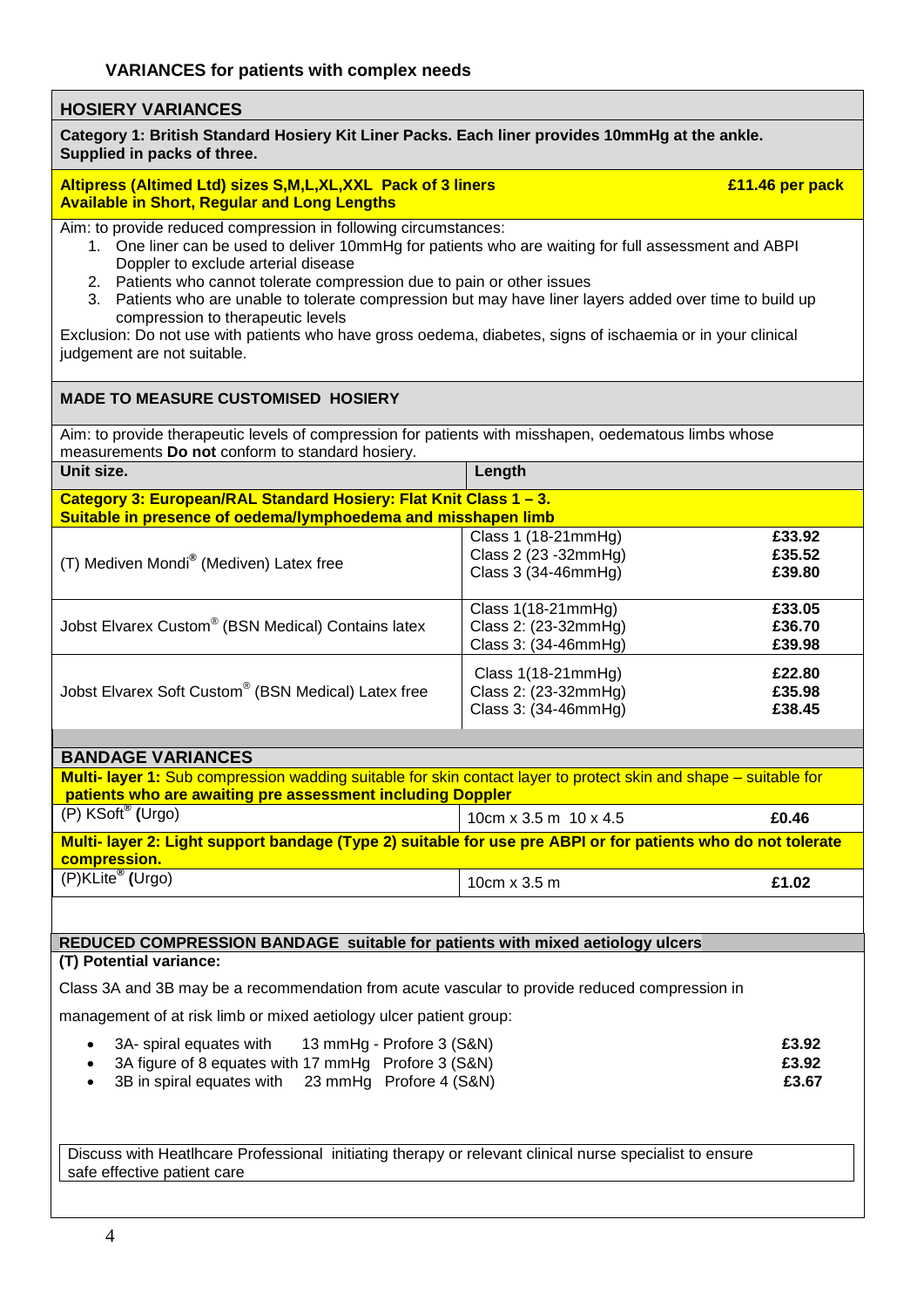## VARIANCES for patients with complex needs

### HOSIERY VARIANCES

**Category 1: British Standard Hosiery Kit Liner Packs. Each liner provides 10mmHg at the ankle. Supplied in packs of three.**

**Altipress (Altimed Ltd) sizes S,M,L,XL,XXL Pack of 3 liners — £11.46 per pack**
**Available in Short, Regular and Long Lengths**

Aim: to provide reduced compression in following circumstances:

1. One liner can be used to deliver 10mmHg for patients who are waiting for full assessment and ABPI Doppler to exclude arterial disease
2. Patients who cannot tolerate compression due to pain or other issues
3. Patients who are unable to tolerate compression but may have liner layers added over time to build up compression to therapeutic levels

Exclusion: Do not use with patients who have gross oedema, diabetes, signs of ischaemia or in your clinical judgement are not suitable.

### MADE TO MEASURE CUSTOMISED HOSIERY

Aim: to provide therapeutic levels of compression for patients with misshapen, oedematous limbs whose measurements **Do not** conform to standard hosiery.

| Unit size. | Length | |
|---|---|---|
| **Category 3: European/RAL Standard Hosiery: Flat Knit Class 1 – 3. Suitable in presence of oedema/lymphoedema and misshapen limb** | | |
| (T) Mediven Mondi® (Mediven) Latex free | Class 1 (18-21mmHg)<br>Class 2 (23 -32mmHg)<br>Class 3 (34-46mmHg) | **£33.92**<br>**£35.52**<br>**£39.80** |
| Jobst Elvarex Custom® (BSN Medical) Contains latex | Class 1(18-21mmHg)<br>Class 2: (23-32mmHg)<br>Class 3: (34-46mmHg) | **£33.05**<br>**£36.70**<br>**£39.98** |
| Jobst Elvarex Soft Custom® (BSN Medical) Latex free | Class 1(18-21mmHg)<br>Class 2: (23-32mmHg)<br>Class 3: (34-46mmHg) | **£22.80**<br>**£35.98**<br>**£38.45** |

### BANDAGE VARIANCES

| **Multi- layer 1:** Sub compression wadding suitable for skin contact layer to protect skin and shape – suitable for **patients who are awaiting pre assessment including Doppler** | | |
|---|---|---|
| (P) KSoft® **(**Urgo) | 10cm x 3.5 m 10 x 4.5 | **£0.46** |
| **Multi- layer 2: Light support bandage (Type 2) suitable for use pre ABPI or for patients who do not tolerate compression.** | | |
| (P)KLite® **(**Urgo) | 10cm x 3.5 m | **£1.02** |

**REDUCED COMPRESSION BANDAGE suitable for patients with mixed aetiology ulcers**

**(T) Potential variance:**

Class 3A and 3B may be a recommendation from acute vascular to provide reduced compression in management of at risk limb or mixed aetiology ulcer patient group:

- 3A- spiral equates with 13 mmHg - Profore 3 (S&N) — **£3.92**
- 3A figure of 8 equates with 17 mmHg Profore 3 (S&N) — **£3.92**
- 3B in spiral equates with 23 mmHg Profore 4 (S&N) — **£3.67**

Discuss with Heatlhcare Professional initiating therapy or relevant clinical nurse specialist to ensure safe effective patient care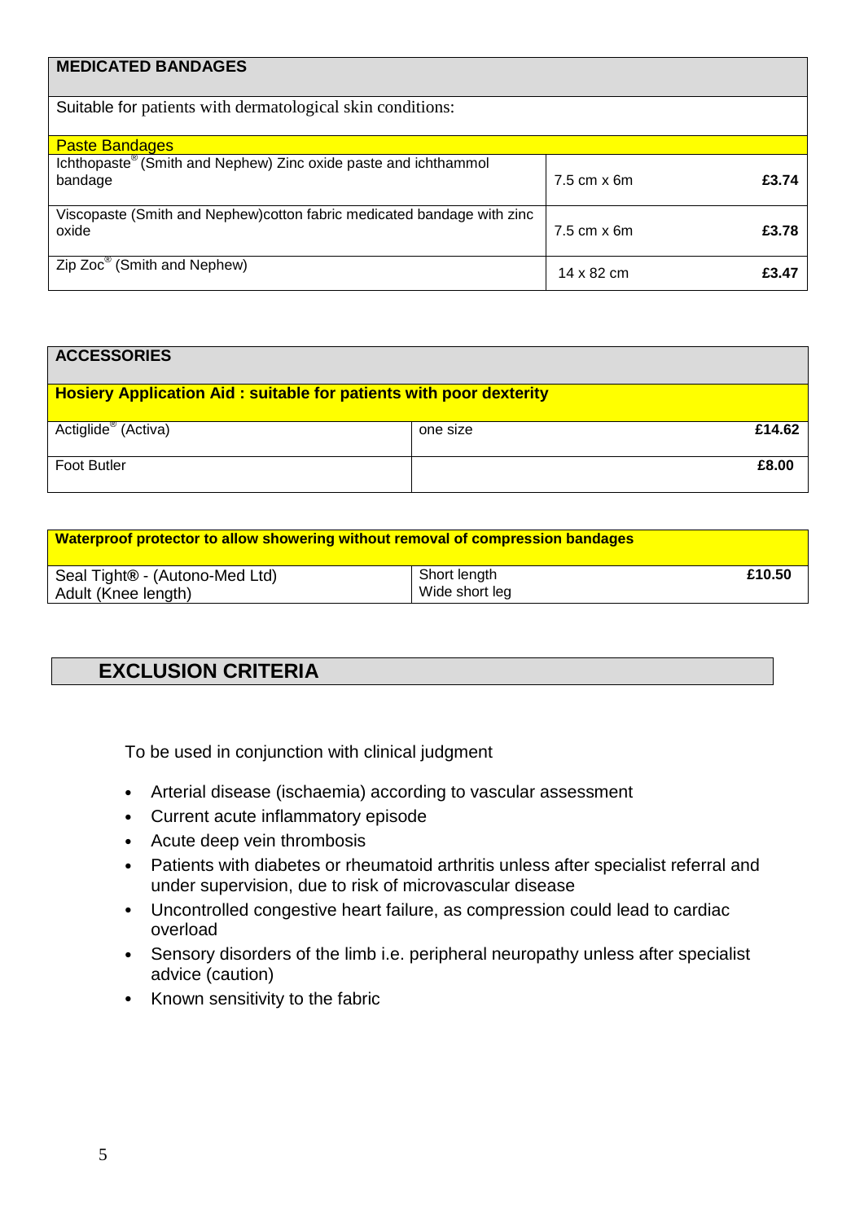| MEDICATED BANDAGES | | |
|---|---|---|
| Suitable for patients with dermatological skin conditions: | | |
| Paste Bandages | | |
| Ichthopaste® (Smith and Nephew) Zinc oxide paste and ichthammol bandage | 7.5 cm x 6m | £3.74 |
| Viscopaste (Smith and Nephew)cotton fabric medicated bandage with zinc oxide | 7.5 cm x 6m | £3.78 |
| Zip Zoc® (Smith and Nephew) | 14 x 82 cm | £3.47 |

| ACCESSORIES | | |
|---|---|---|
| **Hosiery Application Aid : suitable for patients with poor dexterity** | | |
| Actiglide® (Activa) | one size | £14.62 |
| Foot Butler | | £8.00 |

| Waterproof protector to allow showering without removal of compression bandages | | |
|---|---|---|
| Seal Tight® - (Autono-Med Ltd) Adult (Knee length) | Short length Wide short leg | £10.50 |

## EXCLUSION CRITERIA

To be used in conjunction with clinical judgment

- Arterial disease (ischaemia) according to vascular assessment
- Current acute inflammatory episode
- Acute deep vein thrombosis
- Patients with diabetes or rheumatoid arthritis unless after specialist referral and under supervision, due to risk of microvascular disease
- Uncontrolled congestive heart failure, as compression could lead to cardiac overload
- Sensory disorders of the limb i.e. peripheral neuropathy unless after specialist advice (caution)
- Known sensitivity to the fabric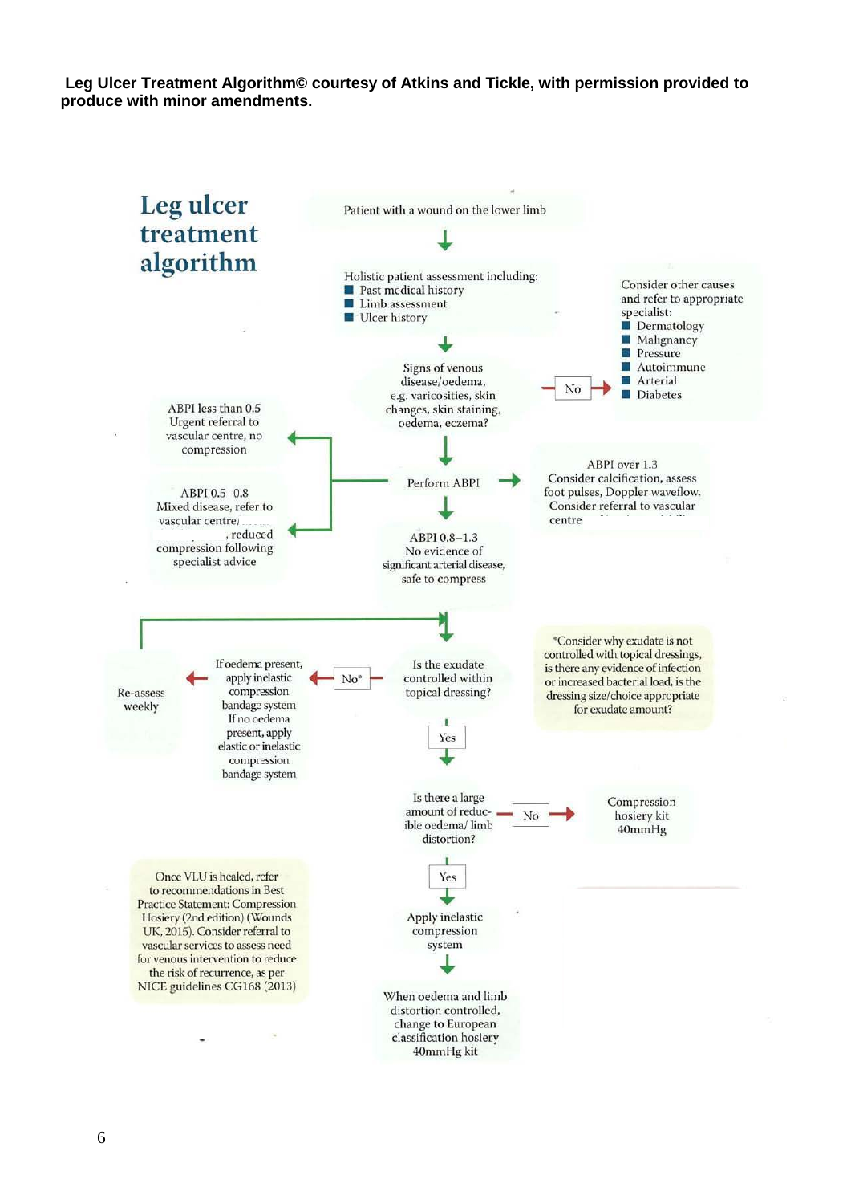**Leg Ulcer Treatment Algorithm© courtesy of Atkins and Tickle, with permission provided to produce with minor amendments.**

# Leg ulcer treatment algorithm

Patient with a wound on the lower limb

Holistic patient assessment including:

- Past medical history
- Limb assessment
- Ulcer history

Signs of venous disease/oedema, e.g. varicosities, skin changes, skin staining, oedema, eczema?

No → Consider other causes and refer to appropriate specialist:

- Dermatology
- Malignancy
- Pressure
- Autoimmune
- Arterial
- Diabetes

Perform ABPI

- ABPI less than 0.5 Urgent referral to vascular centre, no compression
- ABPI 0.5–0.8 Mixed disease, refer to vascular centre, reduced compression following specialist advice
- ABPI over 1.3 Consider calcification, assess foot pulses, Doppler waveflow. Consider referral to vascular centre
- ABPI 0.8–1.3 No evidence of significant arterial disease, safe to compress

Is the exudate controlled within topical dressing?

No* → If oedema present, apply inelastic compression bandage system If no oedema present, apply elastic or inelastic compression bandage system → Re-assess weekly

*Consider why exudate is not controlled with topical dressings, is there any evidence of infection or increased bacterial load, is the dressing size/choice appropriate for exudate amount?

Yes → Is there a large amount of reducible oedema/ limb distortion?

No → Compression hosiery kit 40mmHg

Yes → Apply inelastic compression system

When oedema and limb distortion controlled, change to European classification hosiery 40mmHg kit

Once VLU is healed, refer to recommendations in Best Practice Statement: Compression Hosiery (2nd edition) (Wounds UK, 2015). Consider referral to vascular services to assess need for venous intervention to reduce the risk of recurrence, as per NICE guidelines CG168 (2013)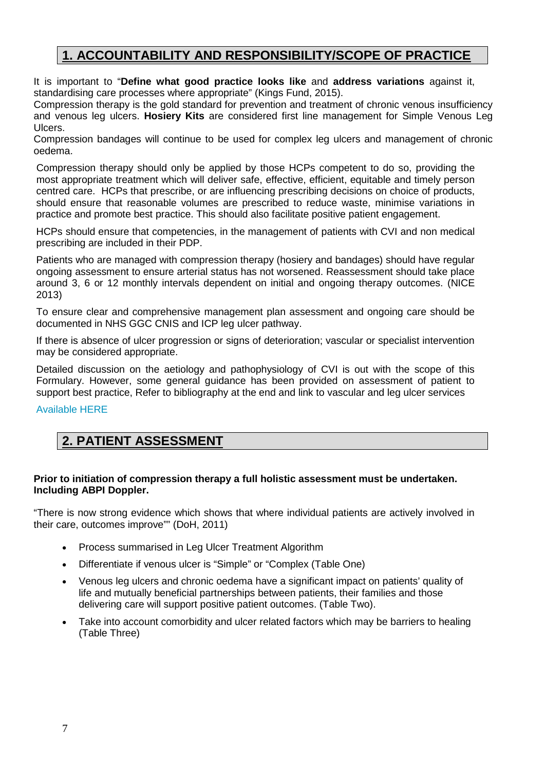## 1. ACCOUNTABILITY AND RESPONSIBILITY/SCOPE OF PRACTICE

It is important to "**Define what good practice looks like** and **address variations** against it, standardising care processes where appropriate" (Kings Fund, 2015).
Compression therapy is the gold standard for prevention and treatment of chronic venous insufficiency and venous leg ulcers. **Hosiery Kits** are considered first line management for Simple Venous Leg Ulcers.
Compression bandages will continue to be used for complex leg ulcers and management of chronic oedema.

Compression therapy should only be applied by those HCPs competent to do so, providing the most appropriate treatment which will deliver safe, effective, efficient, equitable and timely person centred care. HCPs that prescribe, or are influencing prescribing decisions on choice of products, should ensure that reasonable volumes are prescribed to reduce waste, minimise variations in practice and promote best practice. This should also facilitate positive patient engagement.

HCPs should ensure that competencies, in the management of patients with CVI and non medical prescribing are included in their PDP.

Patients who are managed with compression therapy (hosiery and bandages) should have regular ongoing assessment to ensure arterial status has not worsened. Reassessment should take place around 3, 6 or 12 monthly intervals dependent on initial and ongoing therapy outcomes. (NICE 2013)

To ensure clear and comprehensive management plan assessment and ongoing care should be documented in NHS GGC CNIS and ICP leg ulcer pathway.

If there is absence of ulcer progression or signs of deterioration; vascular or specialist intervention may be considered appropriate.

Detailed discussion on the aetiology and pathophysiology of CVI is out with the scope of this Formulary. However, some general guidance has been provided on assessment of patient to support best practice, Refer to bibliography at the end and link to vascular and leg ulcer services

Available HERE

## 2. PATIENT ASSESSMENT

**Prior to initiation of compression therapy a full holistic assessment must be undertaken. Including ABPI Doppler.**

"There is now strong evidence which shows that where individual patients are actively involved in their care, outcomes improve"" (DoH, 2011)

- Process summarised in Leg Ulcer Treatment Algorithm
- Differentiate if venous ulcer is "Simple" or "Complex (Table One)
- Venous leg ulcers and chronic oedema have a significant impact on patients' quality of life and mutually beneficial partnerships between patients, their families and those delivering care will support positive patient outcomes. (Table Two).
- Take into account comorbidity and ulcer related factors which may be barriers to healing (Table Three)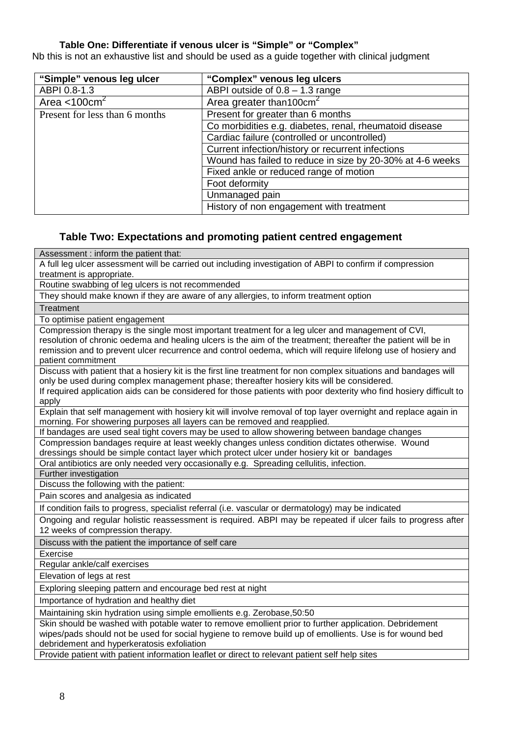### Table One: Differentiate if venous ulcer is "Simple" or "Complex"

Nb this is not an exhaustive list and should be used as a guide together with clinical judgment

| "Simple" venous leg ulcer | "Complex" venous leg ulcers |
|---|---|
| ABPI 0.8-1.3 | ABPI outside of 0.8 – 1.3 range |
| Area <100cm$^2$ | Area greater than100cm$^2$ |
| Present for less than 6 months | Present for greater than 6 months |
| | Co morbidities e.g. diabetes, renal, rheumatoid disease |
| | Cardiac failure (controlled or uncontrolled) |
| | Current infection/history or recurrent infections |
| | Wound has failed to reduce in size by 20-30% at 4-6 weeks |
| | Fixed ankle or reduced range of motion |
| | Foot deformity |
| | Unmanaged pain |
| | History of non engagement with treatment |

### Table Two: Expectations and promoting patient centred engagement

| Assessment : inform the patient that: |
|---|
| A full leg ulcer assessment will be carried out including investigation of ABPI to confirm if compression treatment is appropriate. |
| Routine swabbing of leg ulcers is not recommended |
| They should make known if they are aware of any allergies, to inform treatment option |
| **Treatment** |
| To optimise patient engagement |
| Compression therapy is the single most important treatment for a leg ulcer and management of CVI, resolution of chronic oedema and healing ulcers is the aim of the treatment; thereafter the patient will be in remission and to prevent ulcer recurrence and control oedema, which will require lifelong use of hosiery and patient commitment |
| Discuss with patient that a hosiery kit is the first line treatment for non complex situations and bandages will only be used during complex management phase; thereafter hosiery kits will be considered. If required application aids can be considered for those patients with poor dexterity who find hosiery difficult to apply |
| Explain that self management with hosiery kit will involve removal of top layer overnight and replace again in morning. For showering purposes all layers can be removed and reapplied. |
| If bandages are used seal tight covers may be used to allow showering between bandage changes |
| Compression bandages require at least weekly changes unless condition dictates otherwise. Wound dressings should be simple contact layer which protect ulcer under hosiery kit or bandages |
| Oral antibiotics are only needed very occasionally e.g. Spreading cellulitis, infection. |
| **Further investigation** |
| Discuss the following with the patient: |
| Pain scores and analgesia as indicated |
| If condition fails to progress, specialist referral (i.e. vascular or dermatology) may be indicated |
| Ongoing and regular holistic reassessment is required. ABPI may be repeated if ulcer fails to progress after 12 weeks of compression therapy. |
| **Discuss with the patient the importance of self care** |
| Exercise |
| Regular ankle/calf exercises |
| Elevation of legs at rest |
| Exploring sleeping pattern and encourage bed rest at night |
| Importance of hydration and healthy diet |
| Maintaining skin hydration using simple emollients e.g. Zerobase,50:50 |
| Skin should be washed with potable water to remove emollient prior to further application. Debridement wipes/pads should not be used for social hygiene to remove build up of emollients. Use is for wound bed debridement and hyperkeratosis exfoliation |
| Provide patient with patient information leaflet or direct to relevant patient self help sites |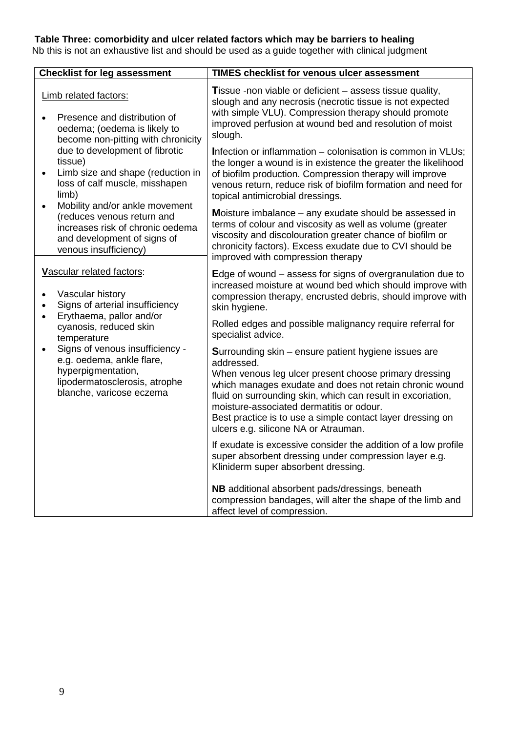**Table Three: comorbidity and ulcer related factors which may be barriers to healing**

Nb this is not an exhaustive list and should be used as a guide together with clinical judgment

| Checklist for leg assessment | TIMES checklist for venous ulcer assessment |
|---|---|
| <u>Limb related factors:</u><br>• Presence and distribution of oedema; (oedema is likely to become non-pitting with chronicity due to development of fibrotic tissue)<br>• Limb size and shape (reduction in loss of calf muscle, misshapen limb)<br>• Mobility and/or ankle movement (reduces venous return and increases risk of chronic oedema and development of signs of venous insufficiency) | **T**issue -non viable or deficient – assess tissue quality, slough and any necrosis (necrotic tissue is not expected with simple VLU). Compression therapy should promote improved perfusion at wound bed and resolution of moist slough.<br><br>**I**nfection or inflammation – colonisation is common in VLUs; the longer a wound is in existence the greater the likelihood of biofilm production. Compression therapy will improve venous return, reduce risk of biofilm formation and need for topical antimicrobial dressings.<br><br>**M**oisture imbalance – any exudate should be assessed in terms of colour and viscosity as well as volume (greater viscosity and discolouration greater chance of biofilm or chronicity factors). Excess exudate due to CVI should be improved with compression therapy |
| <u>**V**ascular related factors</u>:<br>• Vascular history<br>• Signs of arterial insufficiency<br>• Erythaema, pallor and/or cyanosis, reduced skin temperature<br>• Signs of venous insufficiency - e.g. oedema, ankle flare, hyperpigmentation, lipodermatosclerosis, atrophe blanche, varicose eczema | **E**dge of wound – assess for signs of overgranulation due to increased moisture at wound bed which should improve with compression therapy, encrusted debris, should improve with skin hygiene.<br><br>Rolled edges and possible malignancy require referral for specialist advice.<br><br>**S**urrounding skin – ensure patient hygiene issues are addressed.<br>When venous leg ulcer present choose primary dressing which manages exudate and does not retain chronic wound fluid on surrounding skin, which can result in excoriation, moisture-associated dermatitis or odour.<br>Best practice is to use a simple contact layer dressing on ulcers e.g. silicone NA or Atrauman.<br><br>If exudate is excessive consider the addition of a low profile super absorbent dressing under compression layer e.g. Kliniderm super absorbent dressing.<br><br>**NB** additional absorbent pads/dressings, beneath compression bandages, will alter the shape of the limb and affect level of compression. |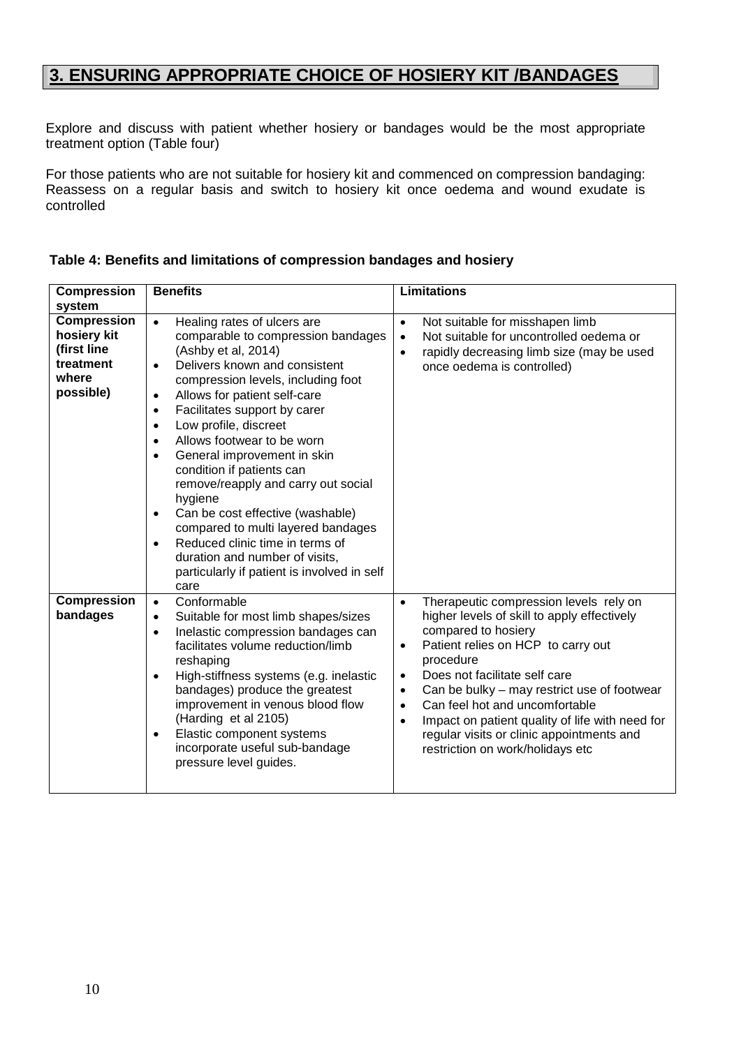## 3. ENSURING APPROPRIATE CHOICE OF HOSIERY KIT /BANDAGES

Explore and discuss with patient whether hosiery or bandages would be the most appropriate treatment option (Table four)

For those patients who are not suitable for hosiery kit and commenced on compression bandaging: Reassess on a regular basis and switch to hosiery kit once oedema and wound exudate is controlled

**Table 4: Benefits and limitations of compression bandages and hosiery**

| Compression system | Benefits | Limitations |
|---|---|---|
| **Compression hosiery kit (first line treatment where possible)** | • Healing rates of ulcers are comparable to compression bandages (Ashby et al, 2014)<br>• Delivers known and consistent compression levels, including foot<br>• Allows for patient self-care<br>• Facilitates support by carer<br>• Low profile, discreet<br>• Allows footwear to be worn<br>• General improvement in skin condition if patients can remove/reapply and carry out social hygiene<br>• Can be cost effective (washable) compared to multi layered bandages<br>• Reduced clinic time in terms of duration and number of visits, particularly if patient is involved in self care | • Not suitable for misshapen limb<br>• Not suitable for uncontrolled oedema or<br>• rapidly decreasing limb size (may be used once oedema is controlled) |
| **Compression bandages** | • Conformable<br>• Suitable for most limb shapes/sizes<br>• Inelastic compression bandages can facilitates volume reduction/limb reshaping<br>• High-stiffness systems (e.g. inelastic bandages) produce the greatest improvement in venous blood flow (Harding et al 2105)<br>• Elastic component systems incorporate useful sub-bandage pressure level guides. | • Therapeutic compression levels rely on higher levels of skill to apply effectively compared to hosiery<br>• Patient relies on HCP to carry out procedure<br>• Does not facilitate self care<br>• Can be bulky – may restrict use of footwear<br>• Can feel hot and uncomfortable<br>• Impact on patient quality of life with need for regular visits or clinic appointments and restriction on work/holidays etc |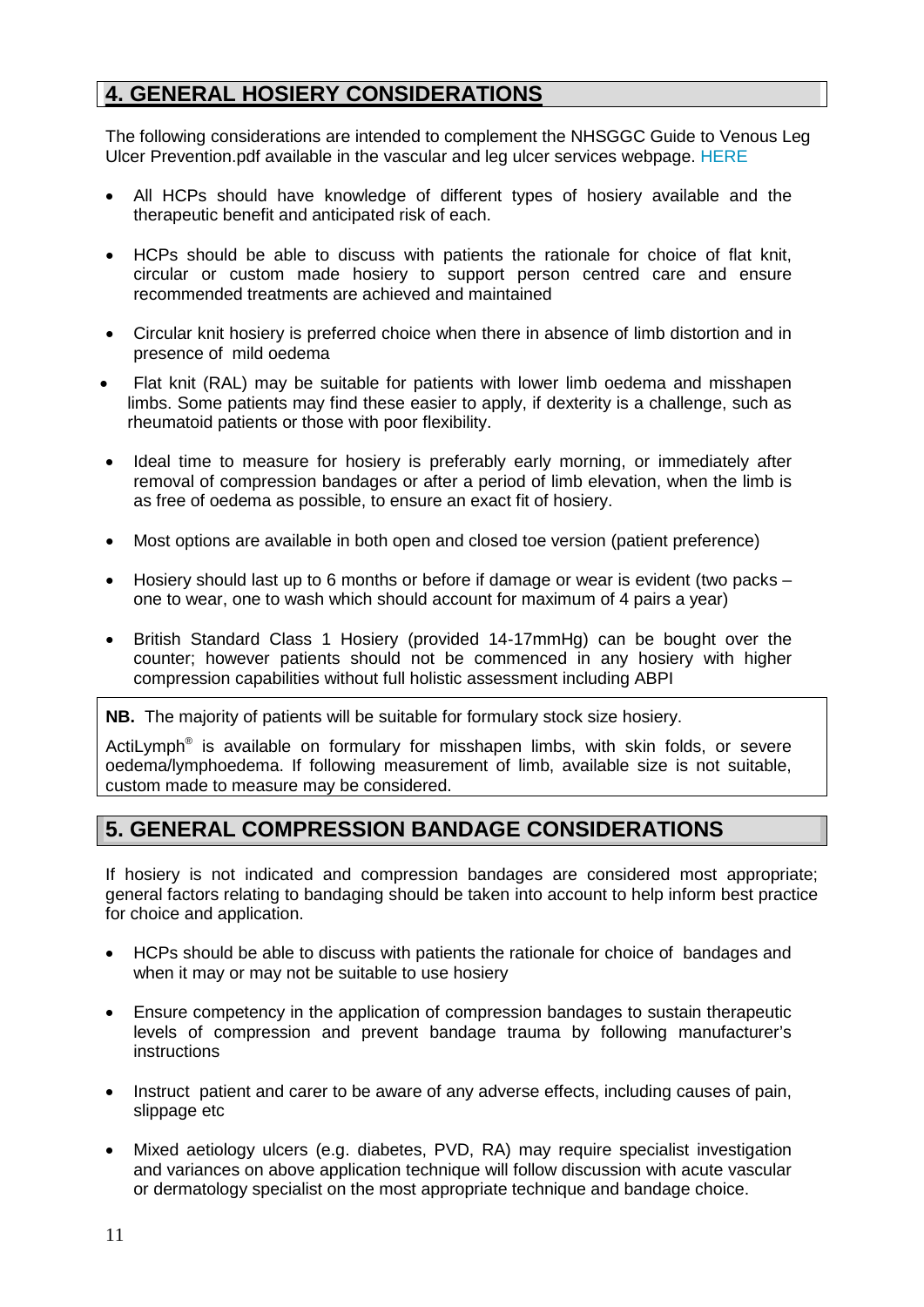## 4. GENERAL HOSIERY CONSIDERATIONS

The following considerations are intended to complement the NHSGGC Guide to Venous Leg Ulcer Prevention.pdf available in the vascular and leg ulcer services webpage. HERE

- All HCPs should have knowledge of different types of hosiery available and the therapeutic benefit and anticipated risk of each.
- HCPs should be able to discuss with patients the rationale for choice of flat knit, circular or custom made hosiery to support person centred care and ensure recommended treatments are achieved and maintained
- Circular knit hosiery is preferred choice when there in absence of limb distortion and in presence of mild oedema
- Flat knit (RAL) may be suitable for patients with lower limb oedema and misshapen limbs. Some patients may find these easier to apply, if dexterity is a challenge, such as rheumatoid patients or those with poor flexibility.
- Ideal time to measure for hosiery is preferably early morning, or immediately after removal of compression bandages or after a period of limb elevation, when the limb is as free of oedema as possible, to ensure an exact fit of hosiery.
- Most options are available in both open and closed toe version (patient preference)
- Hosiery should last up to 6 months or before if damage or wear is evident (two packs – one to wear, one to wash which should account for maximum of 4 pairs a year)
- British Standard Class 1 Hosiery (provided 14-17mmHg) can be bought over the counter; however patients should not be commenced in any hosiery with higher compression capabilities without full holistic assessment including ABPI

**NB.** The majority of patients will be suitable for formulary stock size hosiery.

ActiLymph® is available on formulary for misshapen limbs, with skin folds, or severe oedema/lymphoedema. If following measurement of limb, available size is not suitable, custom made to measure may be considered.

## 5. GENERAL COMPRESSION BANDAGE CONSIDERATIONS

If hosiery is not indicated and compression bandages are considered most appropriate; general factors relating to bandaging should be taken into account to help inform best practice for choice and application.

- HCPs should be able to discuss with patients the rationale for choice of bandages and when it may or may not be suitable to use hosiery
- Ensure competency in the application of compression bandages to sustain therapeutic levels of compression and prevent bandage trauma by following manufacturer's instructions
- Instruct patient and carer to be aware of any adverse effects, including causes of pain, slippage etc
- Mixed aetiology ulcers (e.g. diabetes, PVD, RA) may require specialist investigation and variances on above application technique will follow discussion with acute vascular or dermatology specialist on the most appropriate technique and bandage choice.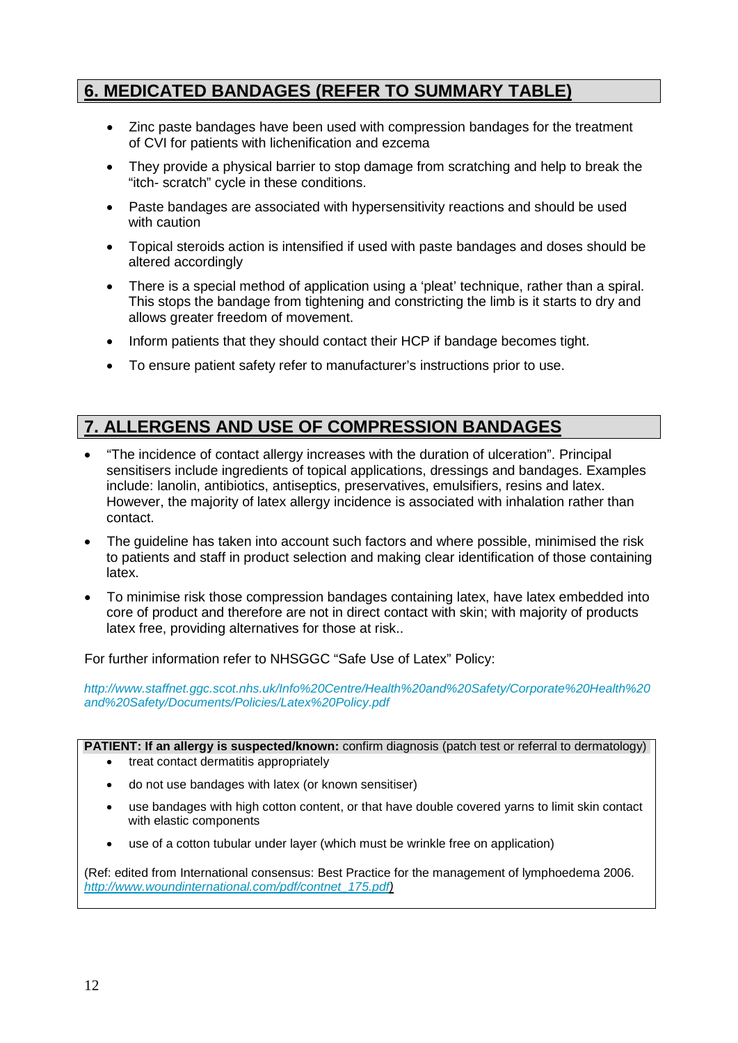## 6. MEDICATED BANDAGES (REFER TO SUMMARY TABLE)

- Zinc paste bandages have been used with compression bandages for the treatment of CVI for patients with lichenification and ezcema
- They provide a physical barrier to stop damage from scratching and help to break the "itch- scratch" cycle in these conditions.
- Paste bandages are associated with hypersensitivity reactions and should be used with caution
- Topical steroids action is intensified if used with paste bandages and doses should be altered accordingly
- There is a special method of application using a 'pleat' technique, rather than a spiral. This stops the bandage from tightening and constricting the limb is it starts to dry and allows greater freedom of movement.
- Inform patients that they should contact their HCP if bandage becomes tight.
- To ensure patient safety refer to manufacturer's instructions prior to use.

## 7. ALLERGENS AND USE OF COMPRESSION BANDAGES

- "The incidence of contact allergy increases with the duration of ulceration". Principal sensitisers include ingredients of topical applications, dressings and bandages. Examples include: lanolin, antibiotics, antiseptics, preservatives, emulsifiers, resins and latex. However, the majority of latex allergy incidence is associated with inhalation rather than contact.
- The guideline has taken into account such factors and where possible, minimised the risk to patients and staff in product selection and making clear identification of those containing latex.
- To minimise risk those compression bandages containing latex, have latex embedded into core of product and therefore are not in direct contact with skin; with majority of products latex free, providing alternatives for those at risk..

For further information refer to NHSGGC "Safe Use of Latex" Policy:

*http://www.staffnet.ggc.scot.nhs.uk/Info%20Centre/Health%20and%20Safety/Corporate%20Health%20and%20Safety/Documents/Policies/Latex%20Policy.pdf*

**PATIENT: If an allergy is suspected/known:** confirm diagnosis (patch test or referral to dermatology)

- treat contact dermatitis appropriately
- do not use bandages with latex (or known sensitiser)
- use bandages with high cotton content, or that have double covered yarns to limit skin contact with elastic components
- use of a cotton tubular under layer (which must be wrinkle free on application)

(Ref: edited from International consensus: Best Practice for the management of lymphoedema 2006. *http://www.woundinternational.com/pdf/contnet_175.pdf*)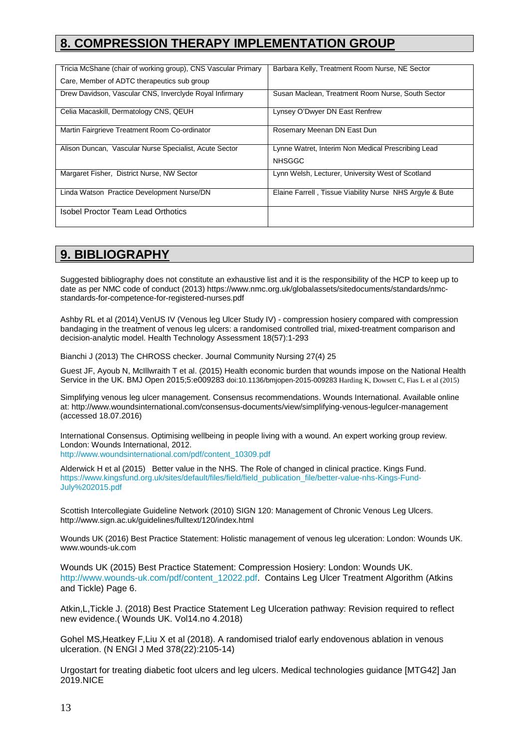## 8. COMPRESSION THERAPY IMPLEMENTATION GROUP

| | |
|---|---|
| Tricia McShane (chair of working group), CNS Vascular Primary Care, Member of ADTC therapeutics sub group | Barbara Kelly, Treatment Room Nurse, NE Sector |
| Drew Davidson, Vascular CNS, Inverclyde Royal Infirmary | Susan Maclean, Treatment Room Nurse, South Sector |
| Celia Macaskill, Dermatology CNS, QEUH | Lynsey O'Dwyer DN East Renfrew |
| Martin Fairgrieve Treatment Room Co-ordinator | Rosemary Meenan DN East Dun |
| Alison Duncan, Vascular Nurse Specialist, Acute Sector | Lynne Watret, Interim Non Medical Prescribing Lead NHSGGC |
| Margaret Fisher, District Nurse, NW Sector | Lynn Welsh, Lecturer, University West of Scotland |
| Linda Watson Practice Development Nurse/DN | Elaine Farrell , Tissue Viability Nurse NHS Argyle & Bute |
| Isobel Proctor Team Lead Orthotics | |

## 9. BIBLIOGRAPHY

Suggested bibliography does not constitute an exhaustive list and it is the responsibility of the HCP to keep up to date as per NMC code of conduct (2013) https://www.nmc.org.uk/globalassets/sitedocuments/standards/nmc-standards-for-competence-for-registered-nurses.pdf

Ashby RL et al (2014) VenUS IV (Venous leg Ulcer Study IV) - compression hosiery compared with compression bandaging in the treatment of venous leg ulcers: a randomised controlled trial, mixed-treatment comparison and decision-analytic model. Health Technology Assessment 18(57):1-293

Bianchi J (2013) The CHROSS checker. Journal Community Nursing 27(4) 25

Guest JF, Ayoub N, McIllwraith T et al. (2015) Health economic burden that wounds impose on the National Health Service in the UK. BMJ Open 2015;5:e009283 doi:10.1136/bmjopen-2015-009283 Harding K, Dowsett C, Fias L et al (2015)

Simplifying venous leg ulcer management. Consensus recommendations. Wounds International. Available online at: http://www.woundsinternational.com/consensus-documents/view/simplifying-venous-legulcer-management (accessed 18.07.2016)

International Consensus. Optimising wellbeing in people living with a wound. An expert working group review. London: Wounds International, 2012.
http://www.woundsinternational.com/pdf/content_10309.pdf

Alderwick H et al (2015) Better value in the NHS. The Role of changed in clinical practice. Kings Fund. https://www.kingsfund.org.uk/sites/default/files/field/field_publication_file/better-value-nhs-Kings-Fund-July%202015.pdf

Scottish Intercollegiate Guideline Network (2010) SIGN 120: Management of Chronic Venous Leg Ulcers. http://www.sign.ac.uk/guidelines/fulltext/120/index.html

Wounds UK (2016) Best Practice Statement: Holistic management of venous leg ulceration: London: Wounds UK. www.wounds-uk.com

Wounds UK (2015) Best Practice Statement: Compression Hosiery: London: Wounds UK. http://www.wounds-uk.com/pdf/content_12022.pdf. Contains Leg Ulcer Treatment Algorithm (Atkins and Tickle) Page 6.

Atkin,L,Tickle J. (2018) Best Practice Statement Leg Ulceration pathway: Revision required to reflect new evidence.( Wounds UK. Vol14.no 4.2018)

Gohel MS,Heatkey F,Liu X et al (2018). A randomised trialof early endovenous ablation in venous ulceration. (N ENGl J Med 378(22):2105-14)

Urgostart for treating diabetic foot ulcers and leg ulcers. Medical technologies guidance [MTG42] Jan 2019.NICE